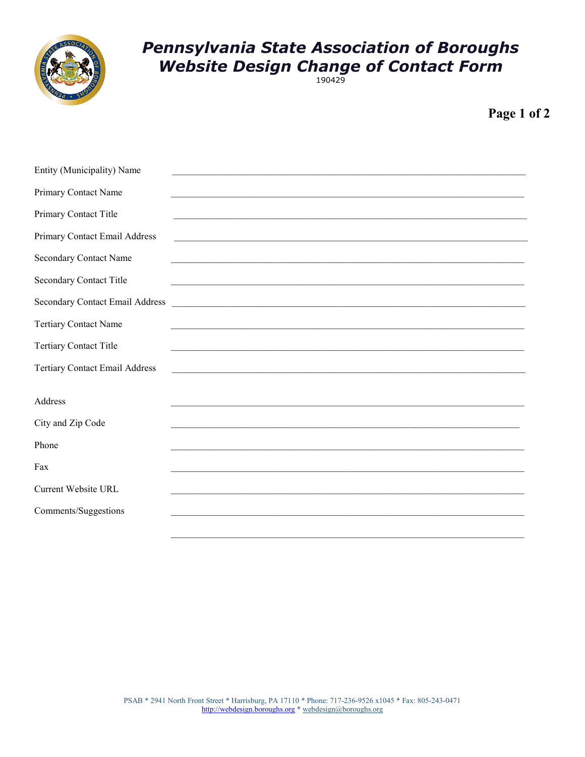# Pennsylvania State Association of Boroughs
# Website Design Change of Contact Form

190429

Entity (Municipality) Name ____________________________________________

Primary Contact Name ____________________________________________

Primary Contact Title ____________________________________________

Primary Contact Email Address ____________________________________________

Secondary Contact Name ____________________________________________

Secondary Contact Title ____________________________________________

Secondary Contact Email Address ____________________________________________

Tertiary Contact Name ____________________________________________

Tertiary Contact Title ____________________________________________

Tertiary Contact Email Address ____________________________________________

Address ____________________________________________

City and Zip Code ____________________________________________

Phone ____________________________________________

Fax ____________________________________________

Current Website URL ____________________________________________

Comments/Suggestions ____________________________________________

____________________________________________

PSAB * 2941 North Front Street * Harrisburg, PA 17110 * Phone: 717-236-9526 x1045 * Fax: 805-243-0471
http://webdesign.boroughs.org * webdesign@boroughs.org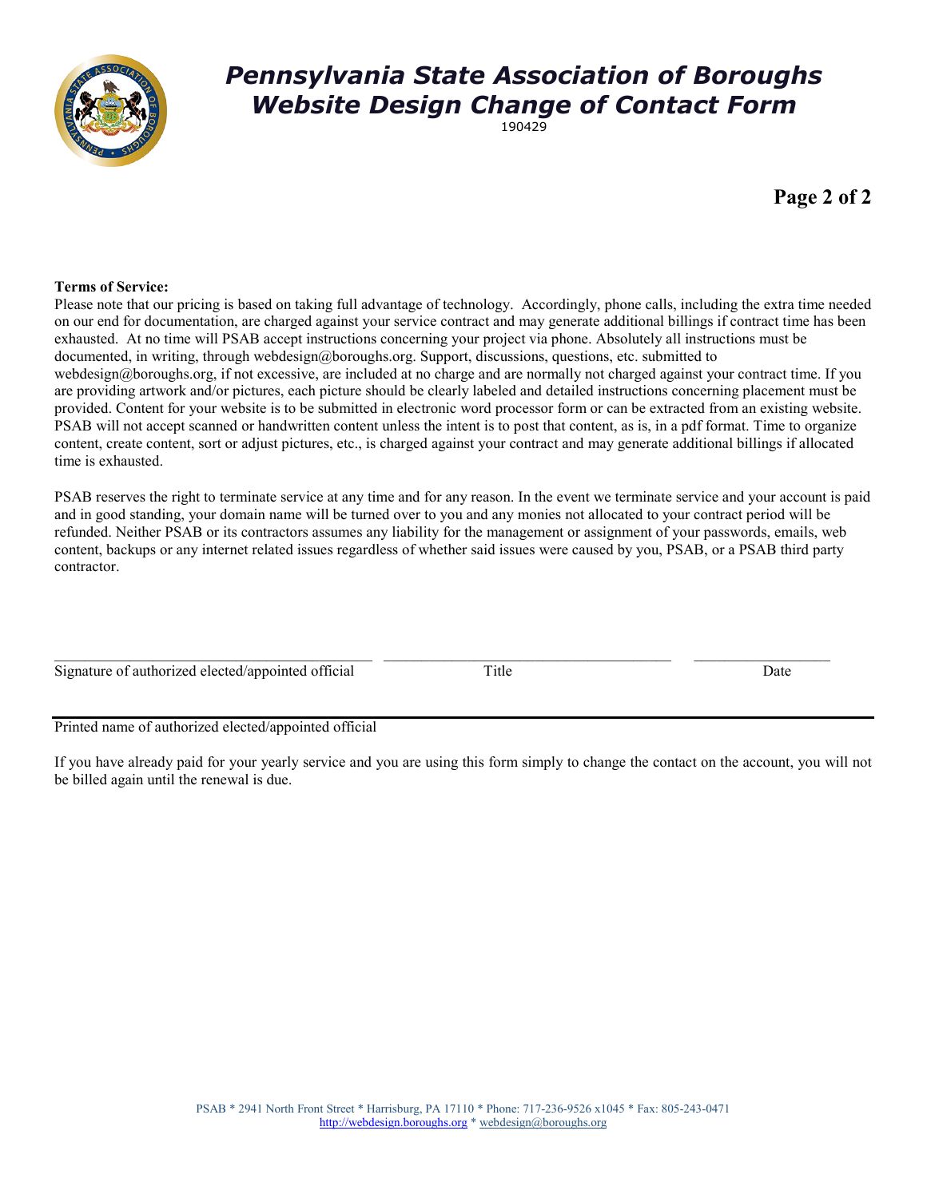# Pennsylvania State Association of Boroughs Website Design Change of Contact Form

190429

**Terms of Service:**
Please note that our pricing is based on taking full advantage of technology. Accordingly, phone calls, including the extra time needed on our end for documentation, are charged against your service contract and may generate additional billings if contract time has been exhausted. At no time will PSAB accept instructions concerning your project via phone. Absolutely all instructions must be documented, in writing, through webdesign@boroughs.org. Support, discussions, questions, etc. submitted to webdesign@boroughs.org, if not excessive, are included at no charge and are normally not charged against your contract time. If you are providing artwork and/or pictures, each picture should be clearly labeled and detailed instructions concerning placement must be provided. Content for your website is to be submitted in electronic word processor form or can be extracted from an existing website. PSAB will not accept scanned or handwritten content unless the intent is to post that content, as is, in a pdf format. Time to organize content, create content, sort or adjust pictures, etc., is charged against your contract and may generate additional billings if allocated time is exhausted.

PSAB reserves the right to terminate service at any time and for any reason. In the event we terminate service and your account is paid and in good standing, your domain name will be turned over to you and any monies not allocated to your contract period will be refunded. Neither PSAB or its contractors assumes any liability for the management or assignment of your passwords, emails, web content, backups or any internet related issues regardless of whether said issues were caused by you, PSAB, or a PSAB third party contractor.

\_\_\_\_\_\_\_\_\_\_\_\_\_\_\_\_\_\_\_\_\_\_\_\_\_\_\_\_\_\_\_\_\_\_\_\_\_\_\_\_\_\_ \_\_\_\_\_\_\_\_\_\_\_\_\_\_\_\_\_\_\_\_\_\_\_\_\_\_\_\_\_\_\_\_\_\_\_\_\_\_ \_\_\_\_\_\_\_\_\_\_\_\_\_\_\_\_\_\_
Signature of authorized elected/appointed official Title Date

\_\_\_\_\_\_\_\_\_\_\_\_\_\_\_\_\_\_\_\_\_\_\_\_\_\_\_\_\_\_\_\_\_\_\_\_\_\_\_\_\_\_\_\_\_\_\_\_\_\_\_\_\_\_\_\_\_\_\_\_\_\_\_\_\_\_\_\_\_\_\_\_\_\_\_\_\_\_\_\_\_\_\_\_\_\_\_\_\_\_\_\_\_\_\_\_\_\_\_\_\_\_\_\_
Printed name of authorized elected/appointed official

If you have already paid for your yearly service and you are using this form simply to change the contact on the account, you will not be billed again until the renewal is due.

PSAB * 2941 North Front Street * Harrisburg, PA 17110 * Phone: 717-236-9526 x1045 * Fax: 805-243-0471
http://webdesign.boroughs.org * webdesign@boroughs.org